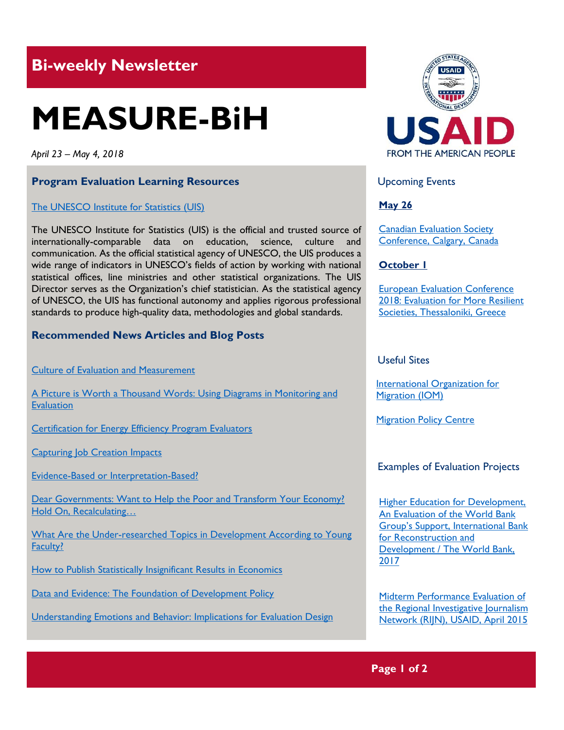## Bi-weekly Newsletter

# MEASURE-BiH

*April 23 – May 4, 2018*

### Program Evaluation Learning Resources

The UNESCO Institute for Statistics (UIS)

The UNESCO Institute for Statistics (UIS) is the official and trusted source of internationally-comparable data on education, science, culture and communication. As the official statistical agency of UNESCO, the UIS produces a wide range of indicators in UNESCO's fields of action by working with national statistical offices, line ministries and other statistical organizations. The UIS Director serves as the Organization's chief statistician. As the statistical agency of UNESCO, the UIS has functional autonomy and applies rigorous professional standards to produce high-quality data, methodologies and global standards.

### Recommended News Articles and Blog Posts

Culture of Evaluation and Measurement

A Picture is Worth a Thousand Words: Using Diagrams in Monitoring and Evaluation

Certification for Energy Efficiency Program Evaluators

Capturing Job Creation Impacts

Evidence-Based or Interpretation-Based?

Dear Governments: Want to Help the Poor and Transform Your Economy? Hold On, Recalculating…

What Are the Under-researched Topics in Development According to Young Faculty?

How to Publish Statistically Insignificant Results in Economics

Data and Evidence: The Foundation of Development Policy

Understanding Emotions and Behavior: Implications for Evaluation Design

USAID FROM THE AMERICAN PEOPLE

### Upcoming Events

**May 26**

Canadian Evaluation Society Conference, Calgary, Canada

**October 1**

European Evaluation Conference 2018: Evaluation for More Resilient Societies, Thessaloniki, Greece

### Useful Sites

International Organization for Migration (IOM)

Migration Policy Centre

### Examples of Evaluation Projects

Higher Education for Development, An Evaluation of the World Bank Group's Support, International Bank for Reconstruction and Development / The World Bank, 2017

Midterm Performance Evaluation of the Regional Investigative Journalism Network (RIJN), USAID, April 2015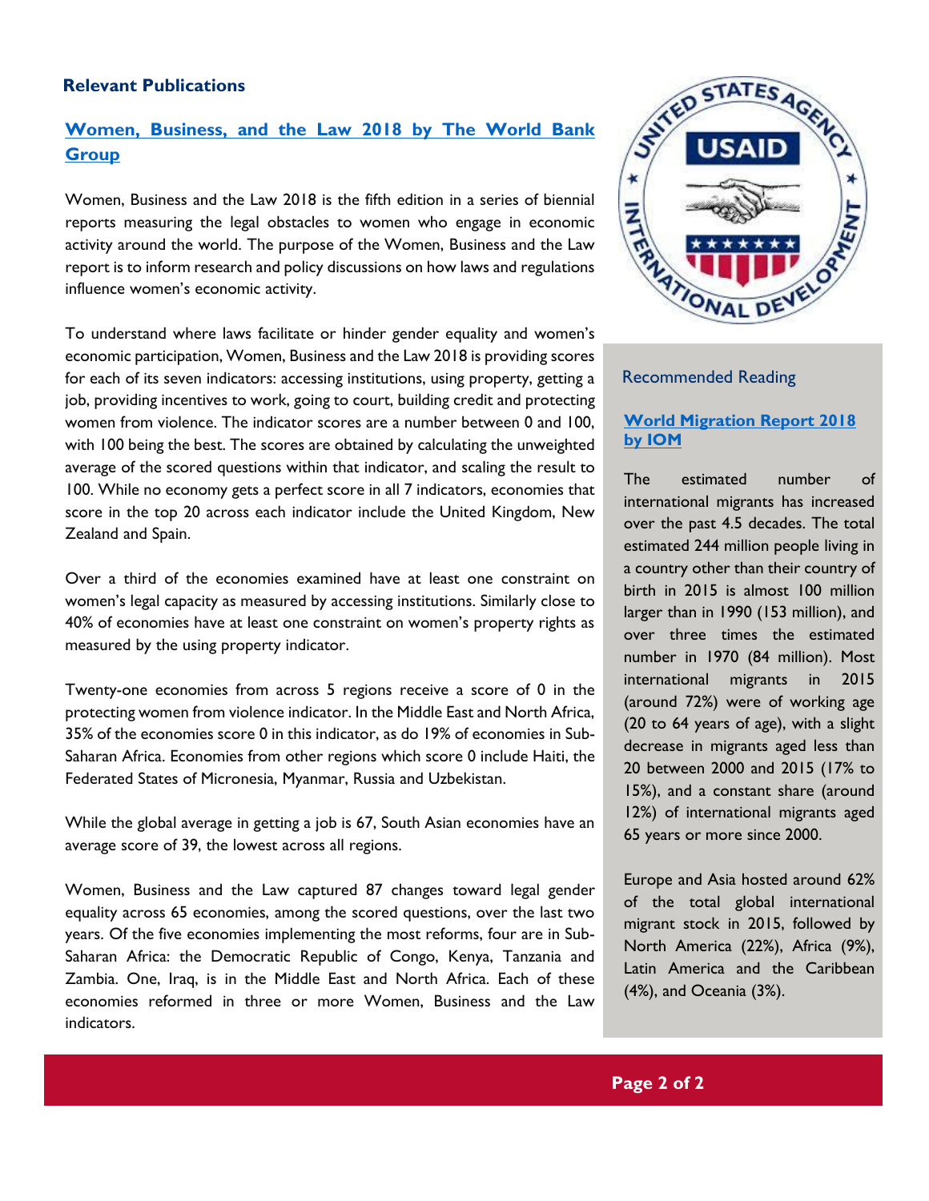## Relevant Publications

### Women, Business, and the Law 2018 by The World Bank Group

Women, Business and the Law 2018 is the fifth edition in a series of biennial reports measuring the legal obstacles to women who engage in economic activity around the world. The purpose of the Women, Business and the Law report is to inform research and policy discussions on how laws and regulations influence women's economic activity.

To understand where laws facilitate or hinder gender equality and women's economic participation, Women, Business and the Law 2018 is providing scores for each of its seven indicators: accessing institutions, using property, getting a job, providing incentives to work, going to court, building credit and protecting women from violence. The indicator scores are a number between 0 and 100, with 100 being the best. The scores are obtained by calculating the unweighted average of the scored questions within that indicator, and scaling the result to 100. While no economy gets a perfect score in all 7 indicators, economies that score in the top 20 across each indicator include the United Kingdom, New Zealand and Spain.

Over a third of the economies examined have at least one constraint on women's legal capacity as measured by accessing institutions. Similarly close to 40% of economies have at least one constraint on women's property rights as measured by the using property indicator.

Twenty-one economies from across 5 regions receive a score of 0 in the protecting women from violence indicator. In the Middle East and North Africa, 35% of the economies score 0 in this indicator, as do 19% of economies in Sub-Saharan Africa. Economies from other regions which score 0 include Haiti, the Federated States of Micronesia, Myanmar, Russia and Uzbekistan.

While the global average in getting a job is 67, South Asian economies have an average score of 39, the lowest across all regions.

Women, Business and the Law captured 87 changes toward legal gender equality across 65 economies, among the scored questions, over the last two years. Of the five economies implementing the most reforms, four are in Sub-Saharan Africa: the Democratic Republic of Congo, Kenya, Tanzania and Zambia. One, Iraq, is in the Middle East and North Africa. Each of these economies reformed in three or more Women, Business and the Law indicators.

## Recommended Reading

### World Migration Report 2018 by IOM

The estimated number of international migrants has increased over the past 4.5 decades. The total estimated 244 million people living in a country other than their country of birth in 2015 is almost 100 million larger than in 1990 (153 million), and over three times the estimated number in 1970 (84 million). Most international migrants in 2015 (around 72%) were of working age (20 to 64 years of age), with a slight decrease in migrants aged less than 20 between 2000 and 2015 (17% to 15%), and a constant share (around 12%) of international migrants aged 65 years or more since 2000.

Europe and Asia hosted around 62% of the total global international migrant stock in 2015, followed by North America (22%), Africa (9%), Latin America and the Caribbean (4%), and Oceania (3%).